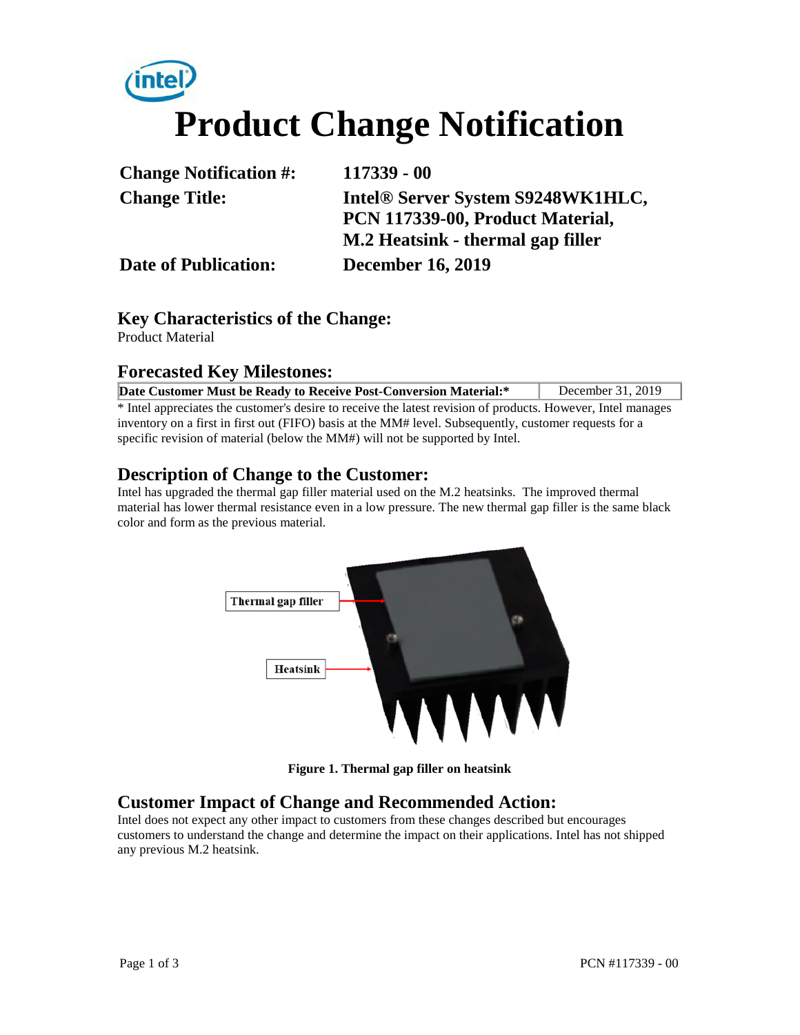# Product Change Notification

**Change Notification #:** 117339 - 00

**Change Title:** Intel® Server System S9248WK1HLC, PCN 117339-00, Product Material, M.2 Heatsink - thermal gap filler

**Date of Publication:** December 16, 2019

## Key Characteristics of the Change:

Product Material

## Forecasted Key Milestones:

| Date Customer Must be Ready to Receive Post-Conversion Material:* | December 31, 2019 |
|---|---|

* Intel appreciates the customer's desire to receive the latest revision of products. However, Intel manages inventory on a first in first out (FIFO) basis at the MM# level. Subsequently, customer requests for a specific revision of material (below the MM#) will not be supported by Intel.

## Description of Change to the Customer:

Intel has upgraded the thermal gap filler material used on the M.2 heatsinks. The improved thermal material has lower thermal resistance even in a low pressure. The new thermal gap filler is the same black color and form as the previous material.

Thermal gap filler

Heatsink

**Figure 1. Thermal gap filler on heatsink**

## Customer Impact of Change and Recommended Action:

Intel does not expect any other impact to customers from these changes described but encourages customers to understand the change and determine the impact on their applications. Intel has not shipped any previous M.2 heatsink.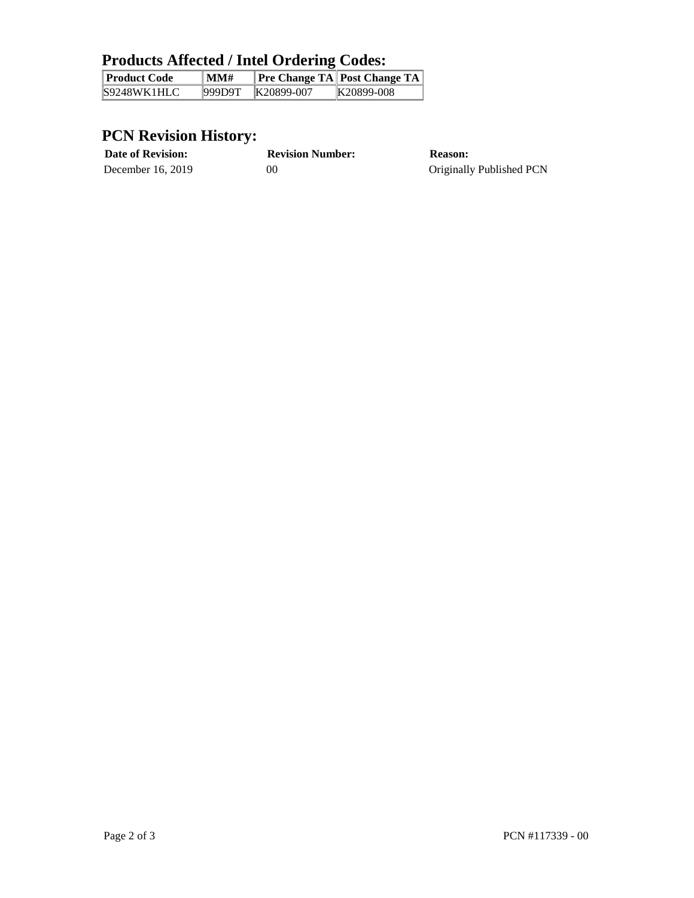## Products Affected / Intel Ordering Codes:

| Product Code | MM# | Pre Change TA | Post Change TA |
|---|---|---|---|
| S9248WK1HLC | 999D9T | K20899-007 | K20899-008 |

## PCN Revision History:

| Date of Revision: | Revision Number: | Reason: |
|---|---|---|
| December 16, 2019 | 00 | Originally Published PCN |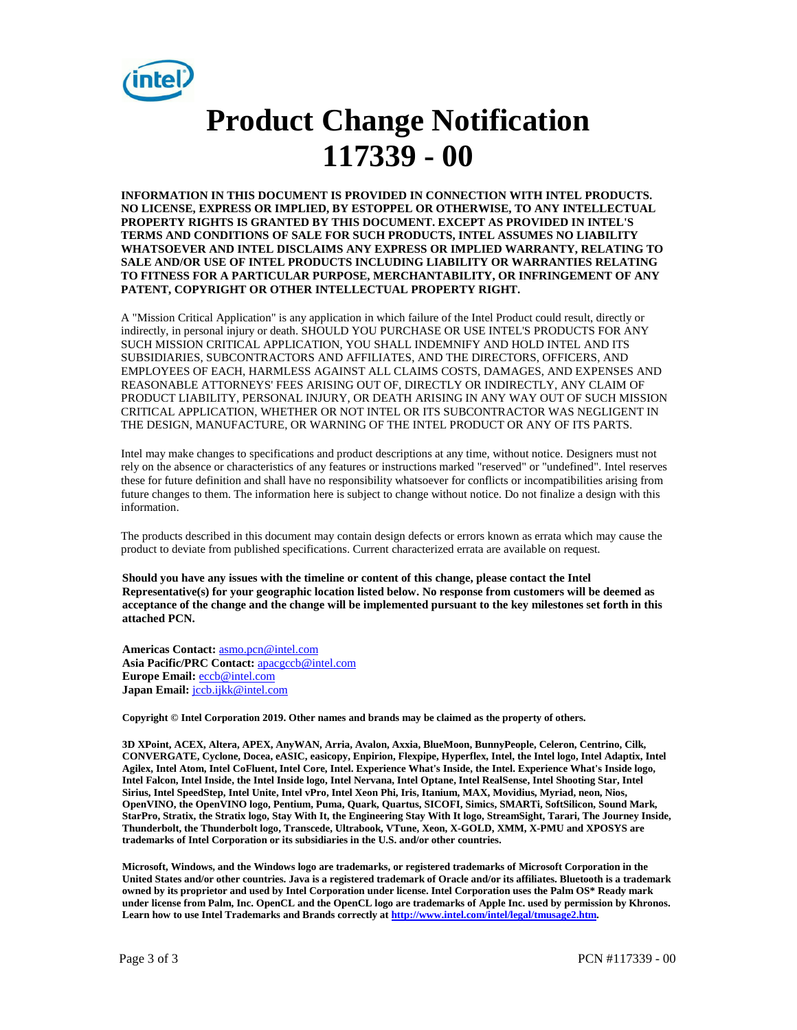# Product Change Notification
# 117339 - 00

**INFORMATION IN THIS DOCUMENT IS PROVIDED IN CONNECTION WITH INTEL PRODUCTS. NO LICENSE, EXPRESS OR IMPLIED, BY ESTOPPEL OR OTHERWISE, TO ANY INTELLECTUAL PROPERTY RIGHTS IS GRANTED BY THIS DOCUMENT. EXCEPT AS PROVIDED IN INTEL'S TERMS AND CONDITIONS OF SALE FOR SUCH PRODUCTS, INTEL ASSUMES NO LIABILITY WHATSOEVER AND INTEL DISCLAIMS ANY EXPRESS OR IMPLIED WARRANTY, RELATING TO SALE AND/OR USE OF INTEL PRODUCTS INCLUDING LIABILITY OR WARRANTIES RELATING TO FITNESS FOR A PARTICULAR PURPOSE, MERCHANTABILITY, OR INFRINGEMENT OF ANY PATENT, COPYRIGHT OR OTHER INTELLECTUAL PROPERTY RIGHT.**

A "Mission Critical Application" is any application in which failure of the Intel Product could result, directly or indirectly, in personal injury or death. SHOULD YOU PURCHASE OR USE INTEL'S PRODUCTS FOR ANY SUCH MISSION CRITICAL APPLICATION, YOU SHALL INDEMNIFY AND HOLD INTEL AND ITS SUBSIDIARIES, SUBCONTRACTORS AND AFFILIATES, AND THE DIRECTORS, OFFICERS, AND EMPLOYEES OF EACH, HARMLESS AGAINST ALL CLAIMS COSTS, DAMAGES, AND EXPENSES AND REASONABLE ATTORNEYS' FEES ARISING OUT OF, DIRECTLY OR INDIRECTLY, ANY CLAIM OF PRODUCT LIABILITY, PERSONAL INJURY, OR DEATH ARISING IN ANY WAY OUT OF SUCH MISSION CRITICAL APPLICATION, WHETHER OR NOT INTEL OR ITS SUBCONTRACTOR WAS NEGLIGENT IN THE DESIGN, MANUFACTURE, OR WARNING OF THE INTEL PRODUCT OR ANY OF ITS PARTS.

Intel may make changes to specifications and product descriptions at any time, without notice. Designers must not rely on the absence or characteristics of any features or instructions marked "reserved" or "undefined". Intel reserves these for future definition and shall have no responsibility whatsoever for conflicts or incompatibilities arising from future changes to them. The information here is subject to change without notice. Do not finalize a design with this information.

The products described in this document may contain design defects or errors known as errata which may cause the product to deviate from published specifications. Current characterized errata are available on request.

**Should you have any issues with the timeline or content of this change, please contact the Intel Representative(s) for your geographic location listed below. No response from customers will be deemed as acceptance of the change and the change will be implemented pursuant to the key milestones set forth in this attached PCN.**

**Americas Contact:** asmo.pcn@intel.com
**Asia Pacific/PRC Contact:** apacgccb@intel.com
**Europe Email:** eccb@intel.com
**Japan Email:** jccb.ijkk@intel.com

**Copyright © Intel Corporation 2019. Other names and brands may be claimed as the property of others.**

**3D XPoint, ACEX, Altera, APEX, AnyWAN, Arria, Avalon, Axxia, BlueMoon, BunnyPeople, Celeron, Centrino, Cilk, CONVERGATE, Cyclone, Docea, eASIC, easicopy, Enpirion, Flexpipe, Hyperflex, Intel, the Intel logo, Intel Adaptix, Intel Agilex, Intel Atom, Intel CoFluent, Intel Core, Intel. Experience What's Inside, the Intel. Experience What's Inside logo, Intel Falcon, Intel Inside, the Intel Inside logo, Intel Nervana, Intel Optane, Intel RealSense, Intel Shooting Star, Intel Sirius, Intel SpeedStep, Intel Unite, Intel vPro, Intel Xeon Phi, Iris, Itanium, MAX, Movidius, Myriad, neon, Nios, OpenVINO, the OpenVINO logo, Pentium, Puma, Quark, Quartus, SICOFI, Simics, SMARTi, SoftSilicon, Sound Mark, StarPro, Stratix, the Stratix logo, Stay With It, the Engineering Stay With It logo, StreamSight, Tarari, The Journey Inside, Thunderbolt, the Thunderbolt logo, Transcede, Ultrabook, VTune, Xeon, X-GOLD, XMM, X-PMU and XPOSYS are trademarks of Intel Corporation or its subsidiaries in the U.S. and/or other countries.**

**Microsoft, Windows, and the Windows logo are trademarks, or registered trademarks of Microsoft Corporation in the United States and/or other countries. Java is a registered trademark of Oracle and/or its affiliates. Bluetooth is a trademark owned by its proprietor and used by Intel Corporation under license. Intel Corporation uses the Palm OS* Ready mark under license from Palm, Inc. OpenCL and the OpenCL logo are trademarks of Apple Inc. used by permission by Khronos. Learn how to use Intel Trademarks and Brands correctly at http://www.intel.com/intel/legal/tmusage2.htm.**